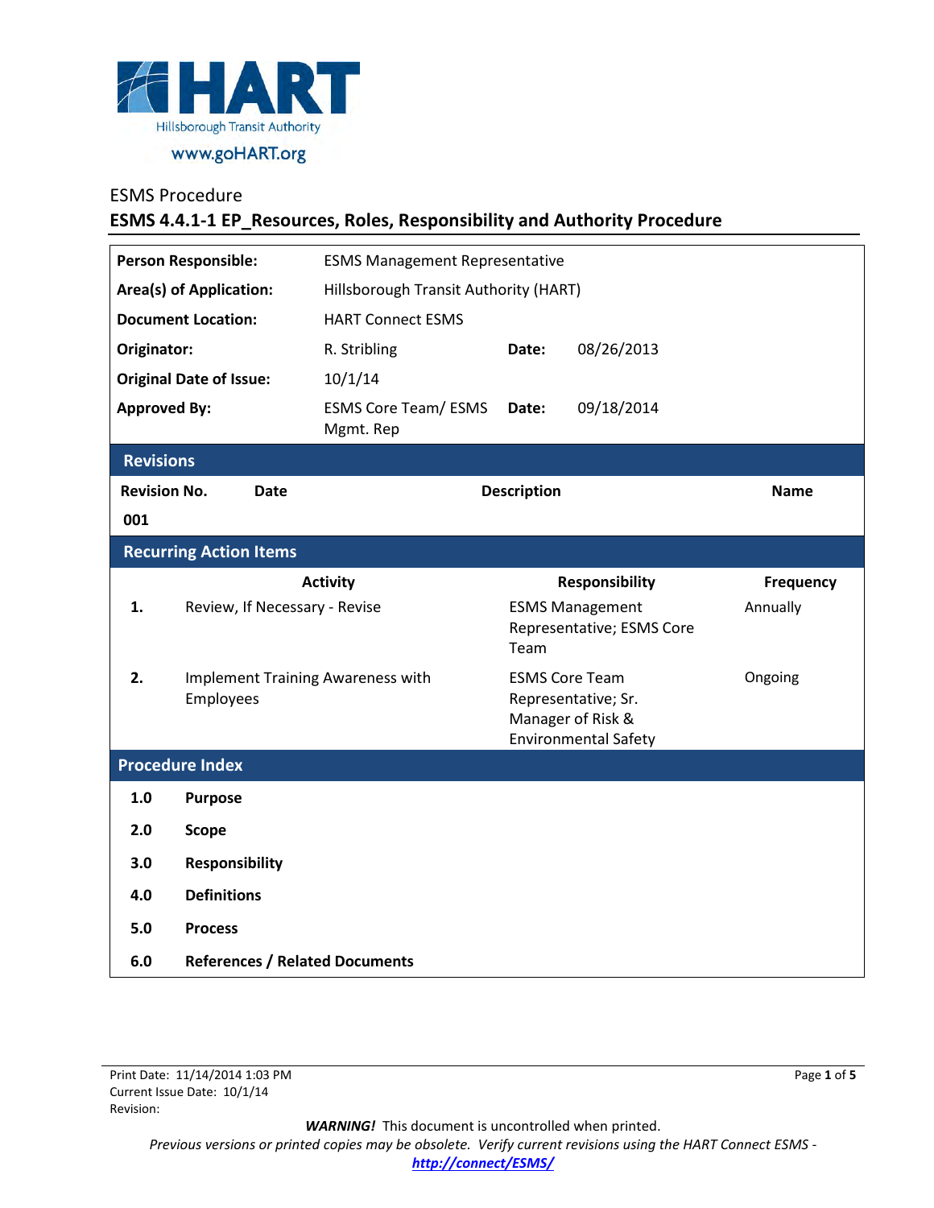HART
Hillsborough Transit Authority
www.goHART.org

ESMS Procedure

# ESMS 4.4.1-1 EP_Resources, Roles, Responsibility and Authority Procedure

| | | | |
|---|---|---|---|
| **Person Responsible:** | ESMS Management Representative | | |
| **Area(s) of Application:** | Hillsborough Transit Authority (HART) | | |
| **Document Location:** | HART Connect ESMS | | |
| **Originator:** | R. Stribling | **Date:** | 08/26/2013 |
| **Original Date of Issue:** | 10/1/14 | | |
| **Approved By:** | ESMS Core Team/ ESMS Mgmt. Rep | **Date:** | 09/18/2014 |

## Revisions

| Revision No. | Date | Description | Name |
|---|---|---|---|
| 001 | | | |

## Recurring Action Items

| | Activity | Responsibility | Frequency |
|---|---|---|---|
| 1. | Review, If Necessary - Revise | ESMS Management Representative; ESMS Core Team | Annually |
| 2. | Implement Training Awareness with Employees | ESMS Core Team Representative; Sr. Manager of Risk & Environmental Safety | Ongoing |

## Procedure Index

| | |
|---|---|
| **1.0** | **Purpose** |
| **2.0** | **Scope** |
| **3.0** | **Responsibility** |
| **4.0** | **Definitions** |
| **5.0** | **Process** |
| **6.0** | **References / Related Documents** |

Print Date: 11/14/2014 1:03 PM
Current Issue Date: 10/1/14
Revision:

***WARNING!*** This document is uncontrolled when printed.
*Previous versions or printed copies may be obsolete. Verify current revisions using the HART Connect ESMS -* ***http://connect/ESMS/***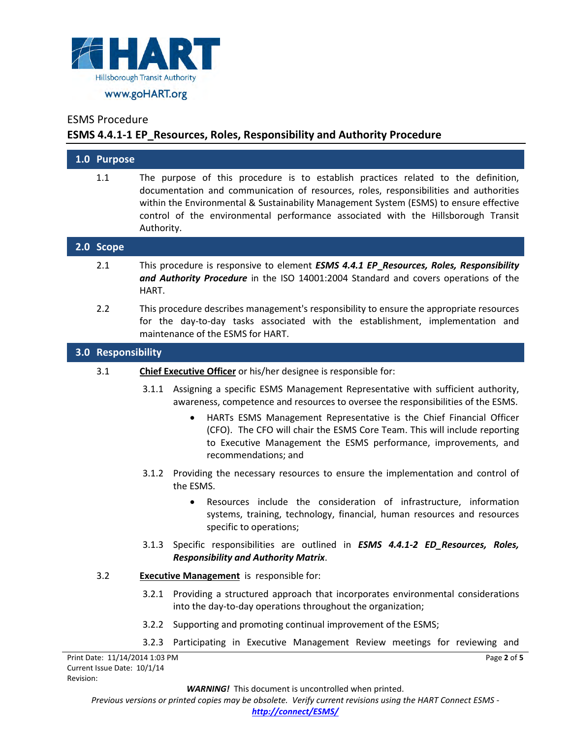ESMS Procedure

**ESMS 4.4.1-1 EP_Resources, Roles, Responsibility and Authority Procedure**

## 1.0 Purpose

1.1 The purpose of this procedure is to establish practices related to the definition, documentation and communication of resources, roles, responsibilities and authorities within the Environmental & Sustainability Management System (ESMS) to ensure effective control of the environmental performance associated with the Hillsborough Transit Authority.

## 2.0 Scope

2.1 This procedure is responsive to element ***ESMS 4.4.1 EP_Resources, Roles, Responsibility and Authority Procedure*** in the ISO 14001:2004 Standard and covers operations of the HART.

2.2 This procedure describes management's responsibility to ensure the appropriate resources for the day-to-day tasks associated with the establishment, implementation and maintenance of the ESMS for HART.

## 3.0 Responsibility

3.1 **Chief Executive Officer** or his/her designee is responsible for:

3.1.1 Assigning a specific ESMS Management Representative with sufficient authority, awareness, competence and resources to oversee the responsibilities of the ESMS.

- HARTs ESMS Management Representative is the Chief Financial Officer (CFO). The CFO will chair the ESMS Core Team. This will include reporting to Executive Management the ESMS performance, improvements, and recommendations; and

3.1.2 Providing the necessary resources to ensure the implementation and control of the ESMS.

- Resources include the consideration of infrastructure, information systems, training, technology, financial, human resources and resources specific to operations;

3.1.3 Specific responsibilities are outlined in ***ESMS 4.4.1-2 ED_Resources, Roles, Responsibility and Authority Matrix***.

3.2 **Executive Management** is responsible for:

3.2.1 Providing a structured approach that incorporates environmental considerations into the day-to-day operations throughout the organization;

3.2.2 Supporting and promoting continual improvement of the ESMS;

3.2.3 Participating in Executive Management Review meetings for reviewing and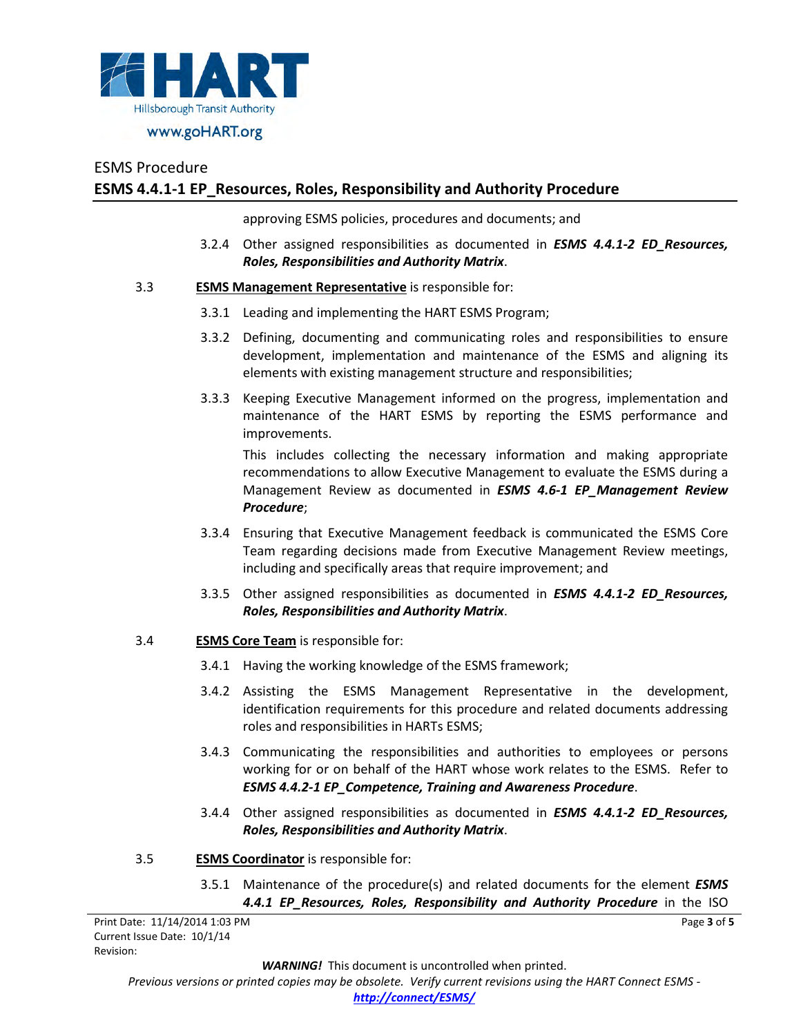approving ESMS policies, procedures and documents; and

3.2.4 Other assigned responsibilities as documented in ***ESMS 4.4.1-2 ED_Resources, Roles, Responsibilities and Authority Matrix***.

3.3 **ESMS Management Representative** is responsible for:

3.3.1 Leading and implementing the HART ESMS Program;

3.3.2 Defining, documenting and communicating roles and responsibilities to ensure development, implementation and maintenance of the ESMS and aligning its elements with existing management structure and responsibilities;

3.3.3 Keeping Executive Management informed on the progress, implementation and maintenance of the HART ESMS by reporting the ESMS performance and improvements.

This includes collecting the necessary information and making appropriate recommendations to allow Executive Management to evaluate the ESMS during a Management Review as documented in ***ESMS 4.6-1 EP_Management Review Procedure***;

3.3.4 Ensuring that Executive Management feedback is communicated the ESMS Core Team regarding decisions made from Executive Management Review meetings, including and specifically areas that require improvement; and

3.3.5 Other assigned responsibilities as documented in ***ESMS 4.4.1-2 ED_Resources, Roles, Responsibilities and Authority Matrix***.

3.4 **ESMS Core Team** is responsible for:

3.4.1 Having the working knowledge of the ESMS framework;

3.4.2 Assisting the ESMS Management Representative in the development, identification requirements for this procedure and related documents addressing roles and responsibilities in HARTs ESMS;

3.4.3 Communicating the responsibilities and authorities to employees or persons working for or on behalf of the HART whose work relates to the ESMS. Refer to ***ESMS 4.4.2-1 EP_Competence, Training and Awareness Procedure***.

3.4.4 Other assigned responsibilities as documented in ***ESMS 4.4.1-2 ED_Resources, Roles, Responsibilities and Authority Matrix***.

3.5 **ESMS Coordinator** is responsible for:

3.5.1 Maintenance of the procedure(s) and related documents for the element ***ESMS 4.4.1 EP_Resources, Roles, Responsibility and Authority Procedure*** in the ISO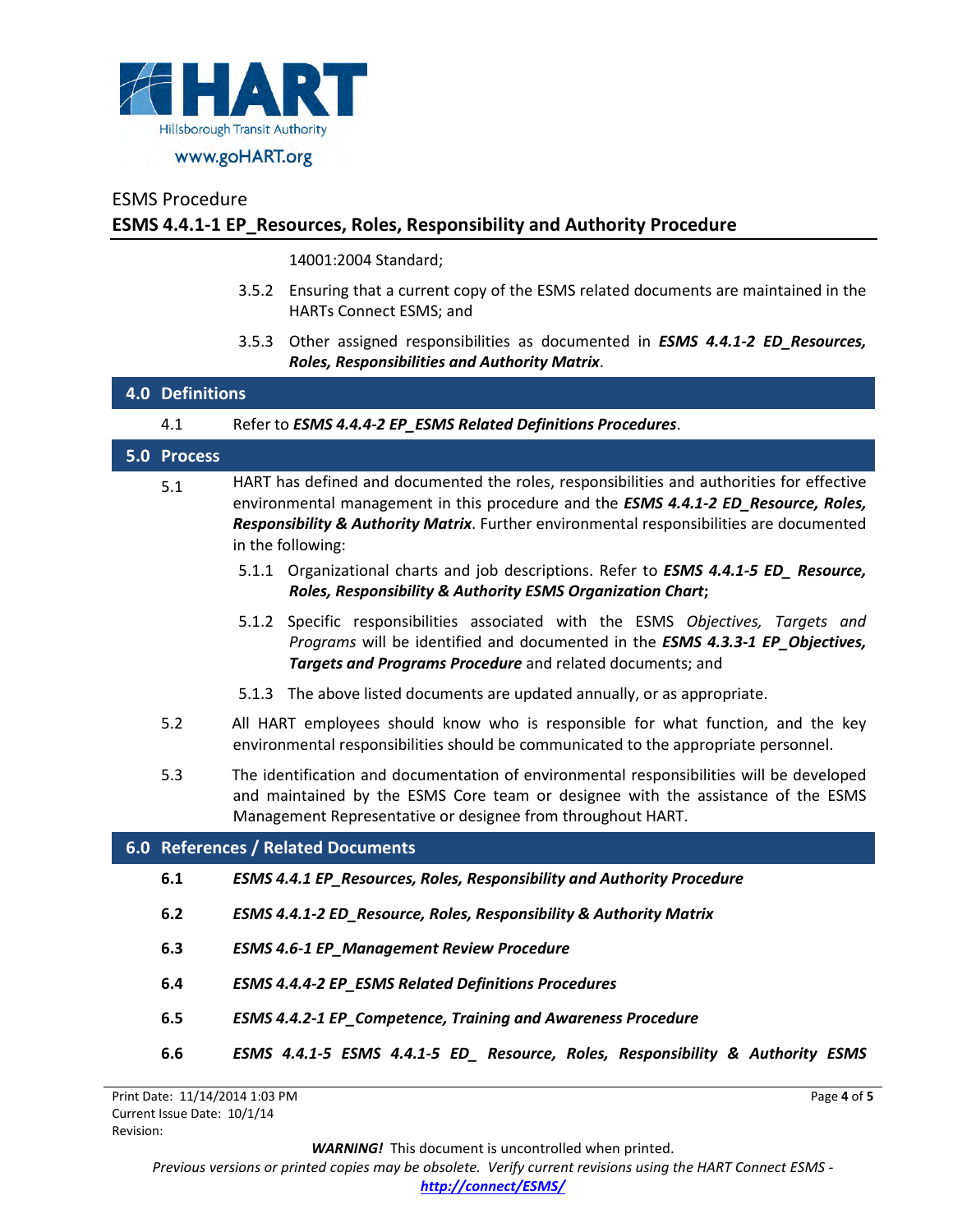14001:2004 Standard;

3.5.2 Ensuring that a current copy of the ESMS related documents are maintained in the HARTs Connect ESMS; and

3.5.3 Other assigned responsibilities as documented in ***ESMS 4.4.1-2 ED_Resources, Roles, Responsibilities and Authority Matrix***.

## 4.0 Definitions

4.1 Refer to ***ESMS 4.4.4-2 EP_ESMS Related Definitions Procedures***.

## 5.0 Process

5.1 HART has defined and documented the roles, responsibilities and authorities for effective environmental management in this procedure and the ***ESMS 4.4.1-2 ED_Resource, Roles, Responsibility & Authority Matrix***. Further environmental responsibilities are documented in the following:

5.1.1 Organizational charts and job descriptions. Refer to ***ESMS 4.4.1-5 ED_ Resource, Roles, Responsibility & Authority ESMS Organization Chart*;**

5.1.2 Specific responsibilities associated with the ESMS *Objectives, Targets and Programs* will be identified and documented in the ***ESMS 4.3.3-1 EP_Objectives, Targets and Programs Procedure*** and related documents; and

5.1.3 The above listed documents are updated annually, or as appropriate.

5.2 All HART employees should know who is responsible for what function, and the key environmental responsibilities should be communicated to the appropriate personnel.

5.3 The identification and documentation of environmental responsibilities will be developed and maintained by the ESMS Core team or designee with the assistance of the ESMS Management Representative or designee from throughout HART.

## 6.0 References / Related Documents

**6.1** ***ESMS 4.4.1 EP_Resources, Roles, Responsibility and Authority Procedure***

**6.2** ***ESMS 4.4.1-2 ED_Resource, Roles, Responsibility & Authority Matrix***

**6.3** ***ESMS 4.6-1 EP_Management Review Procedure***

**6.4** ***ESMS 4.4.4-2 EP_ESMS Related Definitions Procedures***

**6.5** ***ESMS 4.4.2-1 EP_Competence, Training and Awareness Procedure***

**6.6** ***ESMS 4.4.1-5 ESMS 4.4.1-5 ED_ Resource, Roles, Responsibility & Authority ESMS***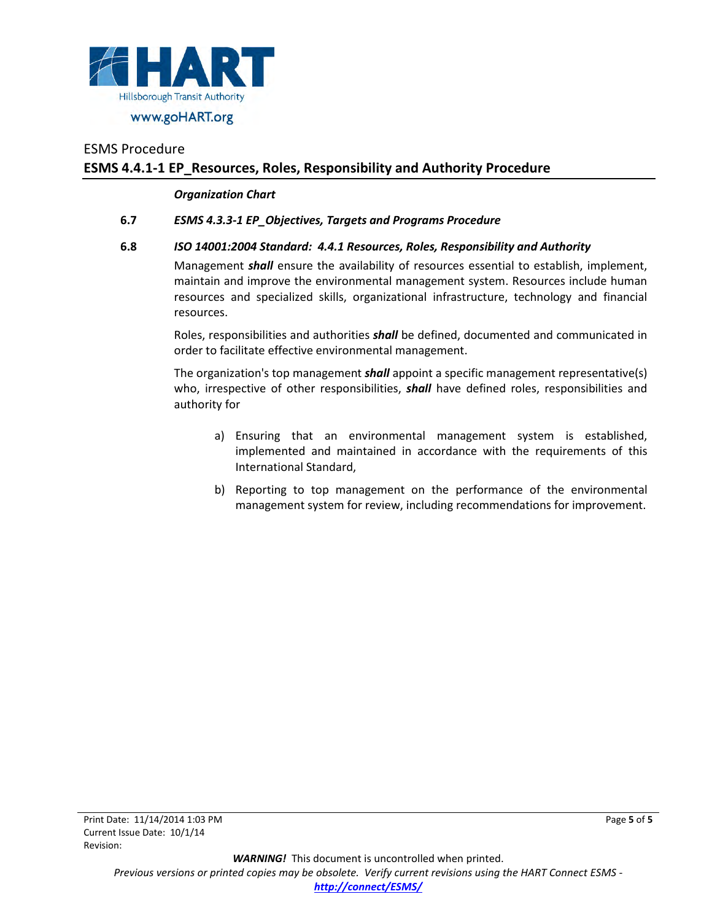***Organization Chart***

**6.7** ***ESMS 4.3.3-1 EP_Objectives, Targets and Programs Procedure***

**6.8** ***ISO 14001:2004 Standard: 4.4.1 Resources, Roles, Responsibility and Authority***

Management ***shall*** ensure the availability of resources essential to establish, implement, maintain and improve the environmental management system. Resources include human resources and specialized skills, organizational infrastructure, technology and financial resources.

Roles, responsibilities and authorities ***shall*** be defined, documented and communicated in order to facilitate effective environmental management.

The organization's top management ***shall*** appoint a specific management representative(s) who, irrespective of other responsibilities, ***shall*** have defined roles, responsibilities and authority for

a) Ensuring that an environmental management system is established, implemented and maintained in accordance with the requirements of this International Standard,

b) Reporting to top management on the performance of the environmental management system for review, including recommendations for improvement.